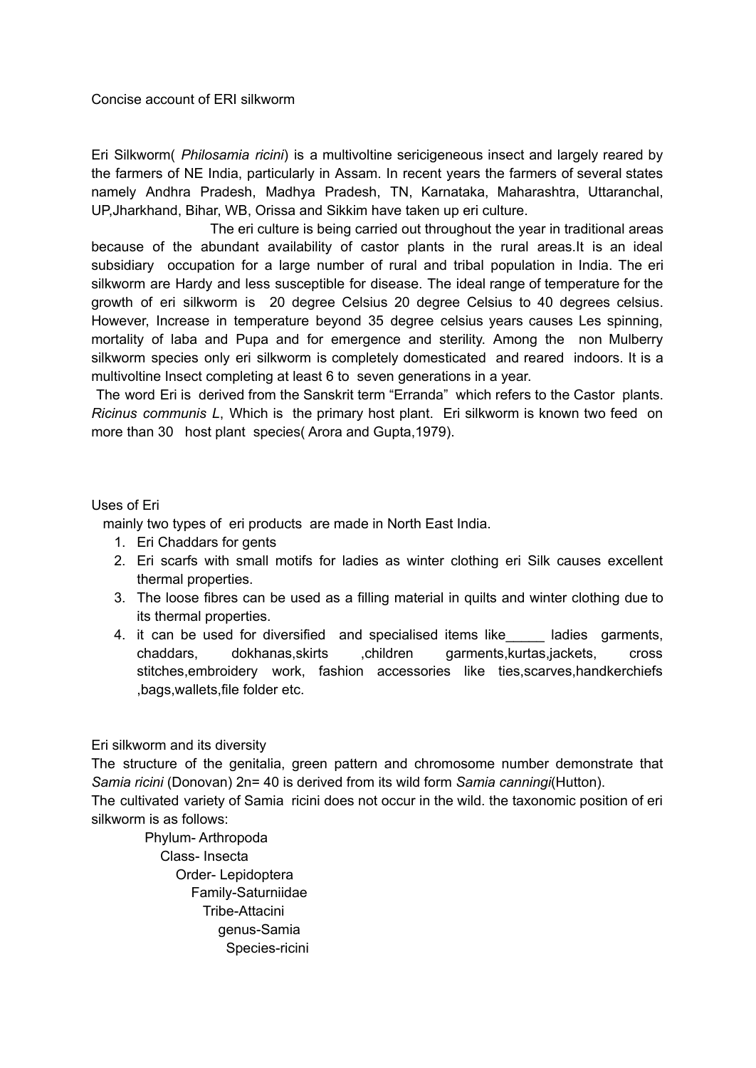# Concise account of ERI silkworm

Eri Silkworm( *Philosamia ricini*) is a multivoltine sericigeneous insect and largely reared by the farmers of NE India, particularly in Assam. In recent years the farmers of several states namely Andhra Pradesh, Madhya Pradesh, TN, Karnataka, Maharashtra, Uttaranchal, UP,Jharkhand, Bihar, WB, Orissa and Sikkim have taken up eri culture.

The eri culture is being carried out throughout the year in traditional areas because of the abundant availability of castor plants in the rural areas.It is an ideal subsidiary occupation for a large number of rural and tribal population in India. The eri silkworm are Hardy and less susceptible for disease. The ideal range of temperature for the growth of eri silkworm is 20 degree Celsius 20 degree Celsius to 40 degrees celsius. However, Increase in temperature beyond 35 degree celsius years causes Les spinning, mortality of laba and Pupa and for emergence and sterility. Among the non Mulberry silkworm species only eri silkworm is completely domesticated and reared indoors. It is a multivoltine Insect completing at least 6 to seven generations in a year.

The word Eri is derived from the Sanskrit term "Erranda" which refers to the Castor plants. *Ricinus communis L*, Which is the primary host plant. Eri silkworm is known two feed on more than 30 host plant species( Arora and Gupta,1979).

## Uses of Eri

mainly two types of eri products are made in North East India.

1. Eri Chaddars for gents
2. Eri scarfs with small motifs for ladies as winter clothing eri Silk causes excellent thermal properties.
3. The loose fibres can be used as a filling material in quilts and winter clothing due to its thermal properties.
4. it can be used for diversified and specialised items like_____ ladies garments, chaddars, dokhanas,skirts ,children garments,kurtas,jackets, cross stitches,embroidery work, fashion accessories like ties,scarves,handkerchiefs ,bags,wallets,file folder etc.

## Eri silkworm and its diversity

The structure of the genitalia, green pattern and chromosome number demonstrate that *Samia ricini* (Donovan) 2n= 40 is derived from its wild form *Samia canningi*(Hutton).

The cultivated variety of Samia ricini does not occur in the wild. the taxonomic position of eri silkworm is as follows:

- Phylum- Arthropoda
  - Class- Insecta
    - Order- Lepidoptera
      - Family-Saturniidae
        - Tribe-Attacini
          - genus-Samia
            - Species-ricini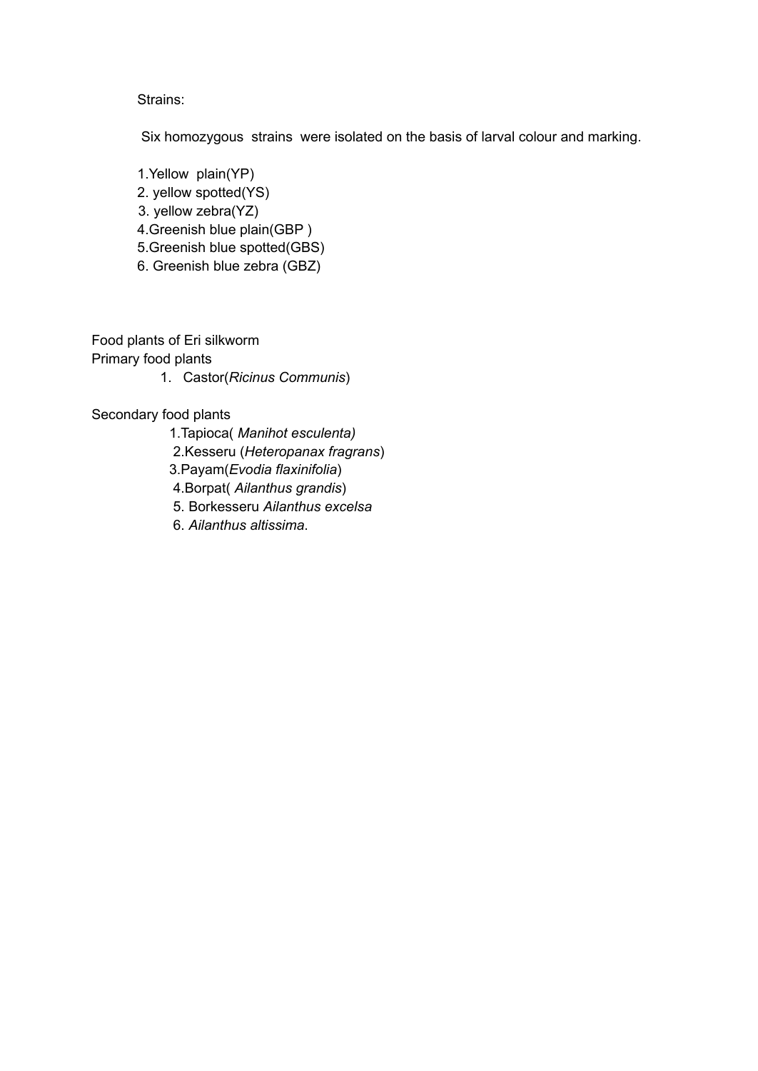Strains:

Six homozygous strains were isolated on the basis of larval colour and marking.

1. Yellow plain(YP)
2. yellow spotted(YS)
3. yellow zebra(YZ)
4. Greenish blue plain(GBP )
5. Greenish blue spotted(GBS)
6. Greenish blue zebra (GBZ)

Food plants of Eri silkworm

Primary food plants

1. Castor(*Ricinus Communis*)

Secondary food plants

1. Tapioca( *Manihot esculenta)*
2. Kesseru (*Heteropanax fragrans*)
3. Payam(*Evodia flaxinifolia*)
4. Borpat( *Ailanthus grandis*)
5. Borkesseru *Ailanthus excelsa*
6. *Ailanthus altissima*.